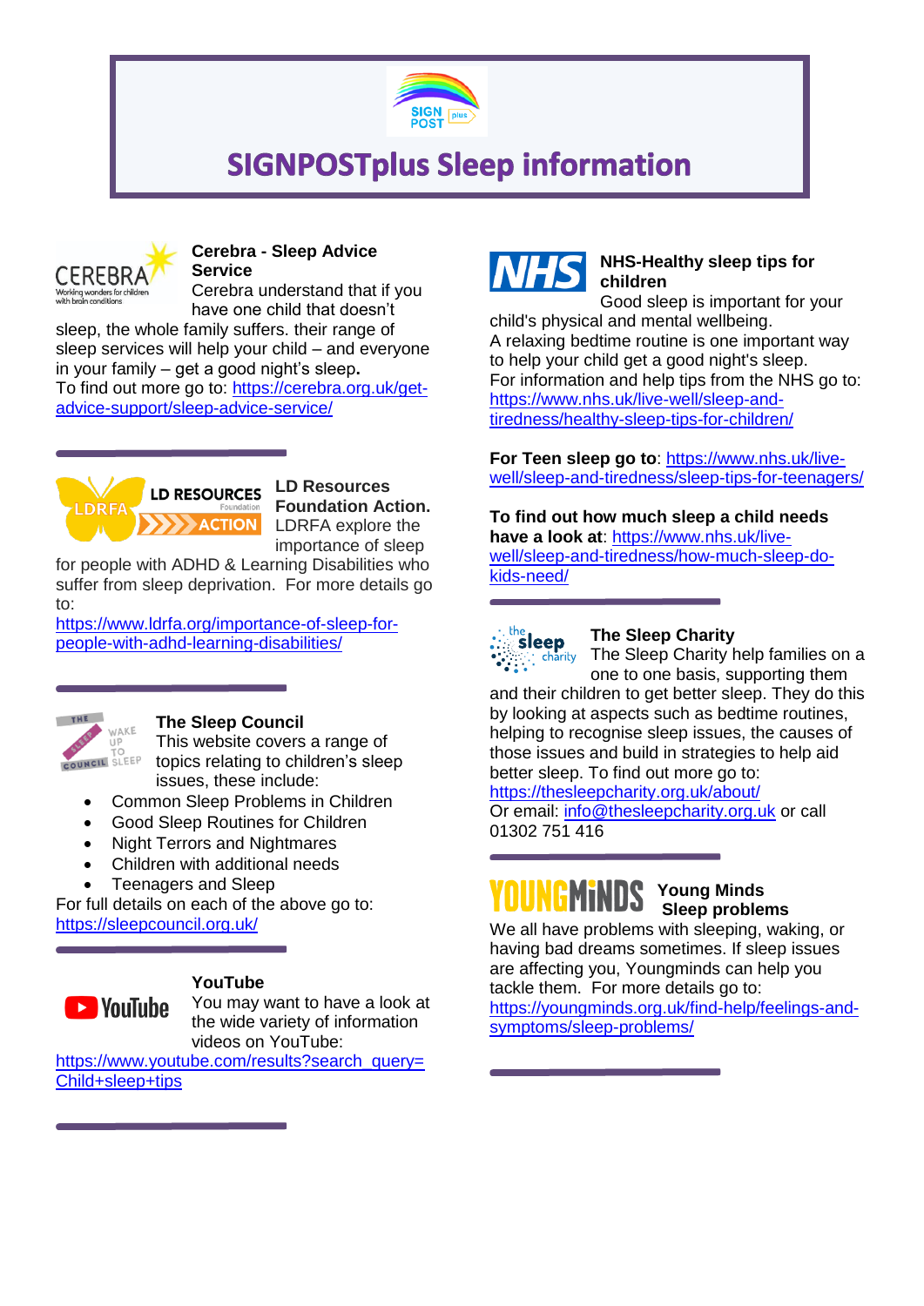# SIGNPOSTplus Sleep information

### Cerebra - Sleep Advice Service

Cerebra understand that if you have one child that doesn't sleep, the whole family suffers. their range of sleep services will help your child – and everyone in your family – get a good night's sleep**.**

To find out more go to: https://cerebra.org.uk/get-advice-support/sleep-advice-service/

---

### LD Resources Foundation Action.

LDRFA explore the importance of sleep for people with ADHD & Learning Disabilities who suffer from sleep deprivation. For more details go to:

https://www.ldrfa.org/importance-of-sleep-for-people-with-adhd-learning-disabilities/

---

### The Sleep Council

This website covers a range of topics relating to children's sleep issues, these include:

- Common Sleep Problems in Children
- Good Sleep Routines for Children
- Night Terrors and Nightmares
- Children with additional needs
- Teenagers and Sleep

For full details on each of the above go to: https://sleepcouncil.org.uk/

---

### YouTube

You may want to have a look at the wide variety of information videos on YouTube:

https://www.youtube.com/results?search_query=Child+sleep+tips

---

### NHS-Healthy sleep tips for children

Good sleep is important for your child's physical and mental wellbeing.

A relaxing bedtime routine is one important way to help your child get a good night's sleep.

For information and help tips from the NHS go to: https://www.nhs.uk/live-well/sleep-and-tiredness/healthy-sleep-tips-for-children/

**For Teen sleep go to**: https://www.nhs.uk/live-well/sleep-and-tiredness/sleep-tips-for-teenagers/

**To find out how much sleep a child needs have a look at**: https://www.nhs.uk/live-well/sleep-and-tiredness/how-much-sleep-do-kids-need/

---

### The Sleep Charity

The Sleep Charity help families on a one to one basis, supporting them and their children to get better sleep. They do this by looking at aspects such as bedtime routines, helping to recognise sleep issues, the causes of those issues and build in strategies to help aid better sleep. To find out more go to: https://thesleepcharity.org.uk/about/

Or email: info@thesleepcharity.org.uk or call 01302 751 416

---

### Young Minds Sleep problems

We all have problems with sleeping, waking, or having bad dreams sometimes. If sleep issues are affecting you, Youngminds can help you tackle them. For more details go to: https://youngminds.org.uk/find-help/feelings-and-symptoms/sleep-problems/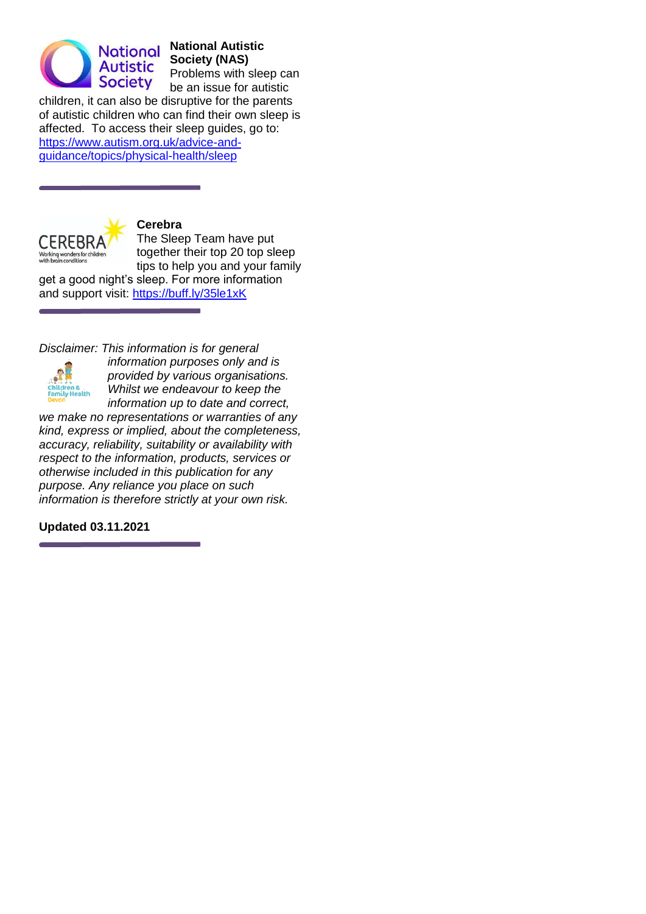**National Autistic Society (NAS)**

Problems with sleep can be an issue for autistic children, it can also be disruptive for the parents of autistic children who can find their own sleep is affected. To access their sleep guides, go to: https://www.autism.org.uk/advice-and-guidance/topics/physical-health/sleep

---

**Cerebra**

The Sleep Team have put together their top 20 top sleep tips to help you and your family get a good night's sleep. For more information and support visit: https://buff.ly/35le1xK

---

*Disclaimer: This information is for general information purposes only and is provided by various organisations. Whilst we endeavour to keep the information up to date and correct, we make no representations or warranties of any kind, express or implied, about the completeness, accuracy, reliability, suitability or availability with respect to the information, products, services or otherwise included in this publication for any purpose. Any reliance you place on such information is therefore strictly at your own risk.*

**Updated 03.11.2021**